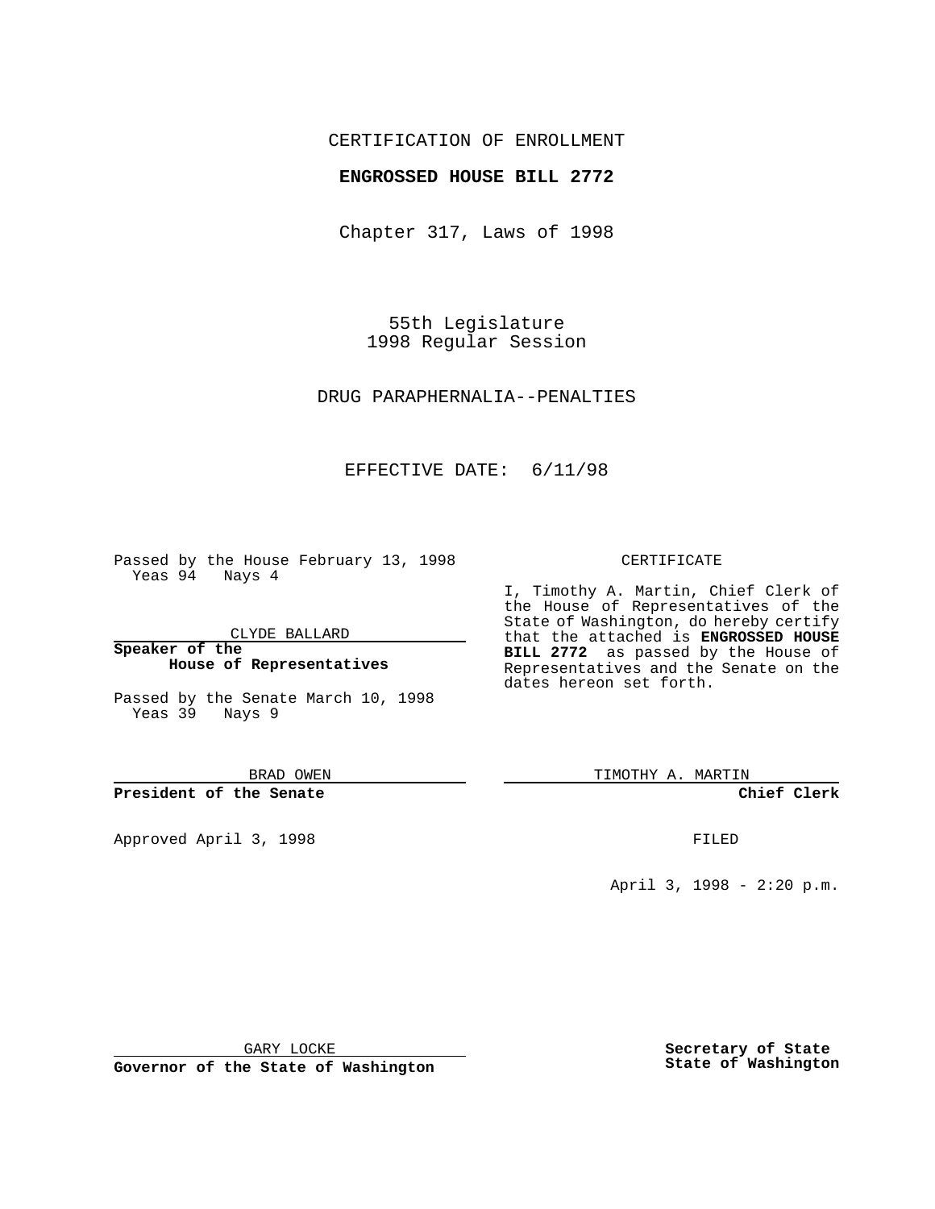CERTIFICATION OF ENROLLMENT

**ENGROSSED HOUSE BILL 2772**

Chapter 317, Laws of 1998

55th Legislature
1998 Regular Session

DRUG PARAPHERNALIA--PENALTIES

EFFECTIVE DATE: 6/11/98

Passed by the House February 13, 1998
Yeas 94 Nays 4

CLYDE BALLARD

**Speaker of the House of Representatives**

Passed by the Senate March 10, 1998
Yeas 39 Nays 9

BRAD OWEN

**President of the Senate**

Approved April 3, 1998

GARY LOCKE

**Governor of the State of Washington**

CERTIFICATE

I, Timothy A. Martin, Chief Clerk of the House of Representatives of the State of Washington, do hereby certify that the attached is **ENGROSSED HOUSE BILL 2772** as passed by the House of Representatives and the Senate on the dates hereon set forth.

TIMOTHY A. MARTIN

**Chief Clerk**

FILED

April 3, 1998 - 2:20 p.m.

**Secretary of State**
**State of Washington**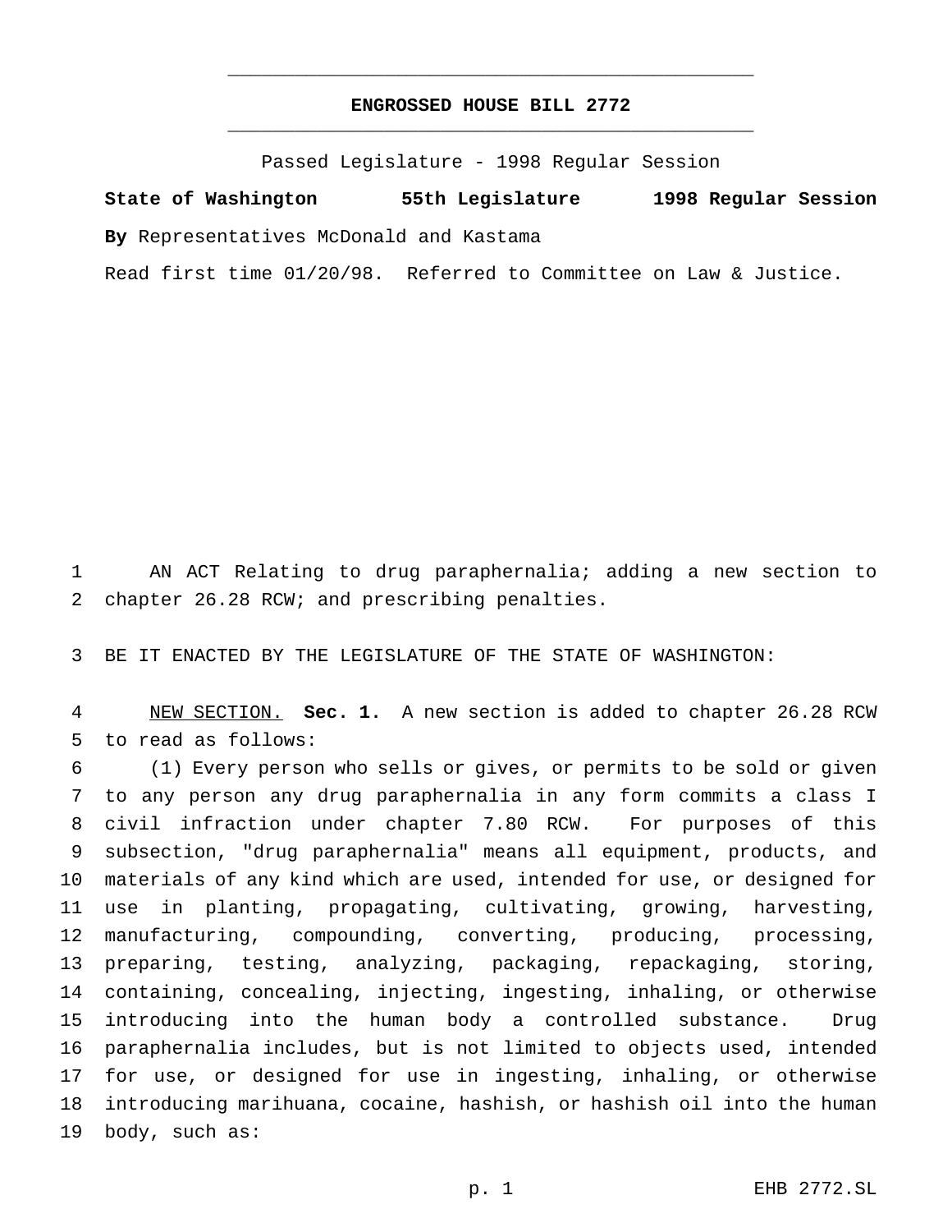**ENGROSSED HOUSE BILL 2772**

Passed Legislature - 1998 Regular Session

**State of Washington 55th Legislature 1998 Regular Session**

**By** Representatives McDonald and Kastama

Read first time 01/20/98. Referred to Committee on Law & Justice.

AN ACT Relating to drug paraphernalia; adding a new section to chapter 26.28 RCW; and prescribing penalties.

BE IT ENACTED BY THE LEGISLATURE OF THE STATE OF WASHINGTON:

NEW SECTION. **Sec. 1.** A new section is added to chapter 26.28 RCW to read as follows:

(1) Every person who sells or gives, or permits to be sold or given to any person any drug paraphernalia in any form commits a class I civil infraction under chapter 7.80 RCW. For purposes of this subsection, "drug paraphernalia" means all equipment, products, and materials of any kind which are used, intended for use, or designed for use in planting, propagating, cultivating, growing, harvesting, manufacturing, compounding, converting, producing, processing, preparing, testing, analyzing, packaging, repackaging, storing, containing, concealing, injecting, ingesting, inhaling, or otherwise introducing into the human body a controlled substance. Drug paraphernalia includes, but is not limited to objects used, intended for use, or designed for use in ingesting, inhaling, or otherwise introducing marihuana, cocaine, hashish, or hashish oil into the human body, such as: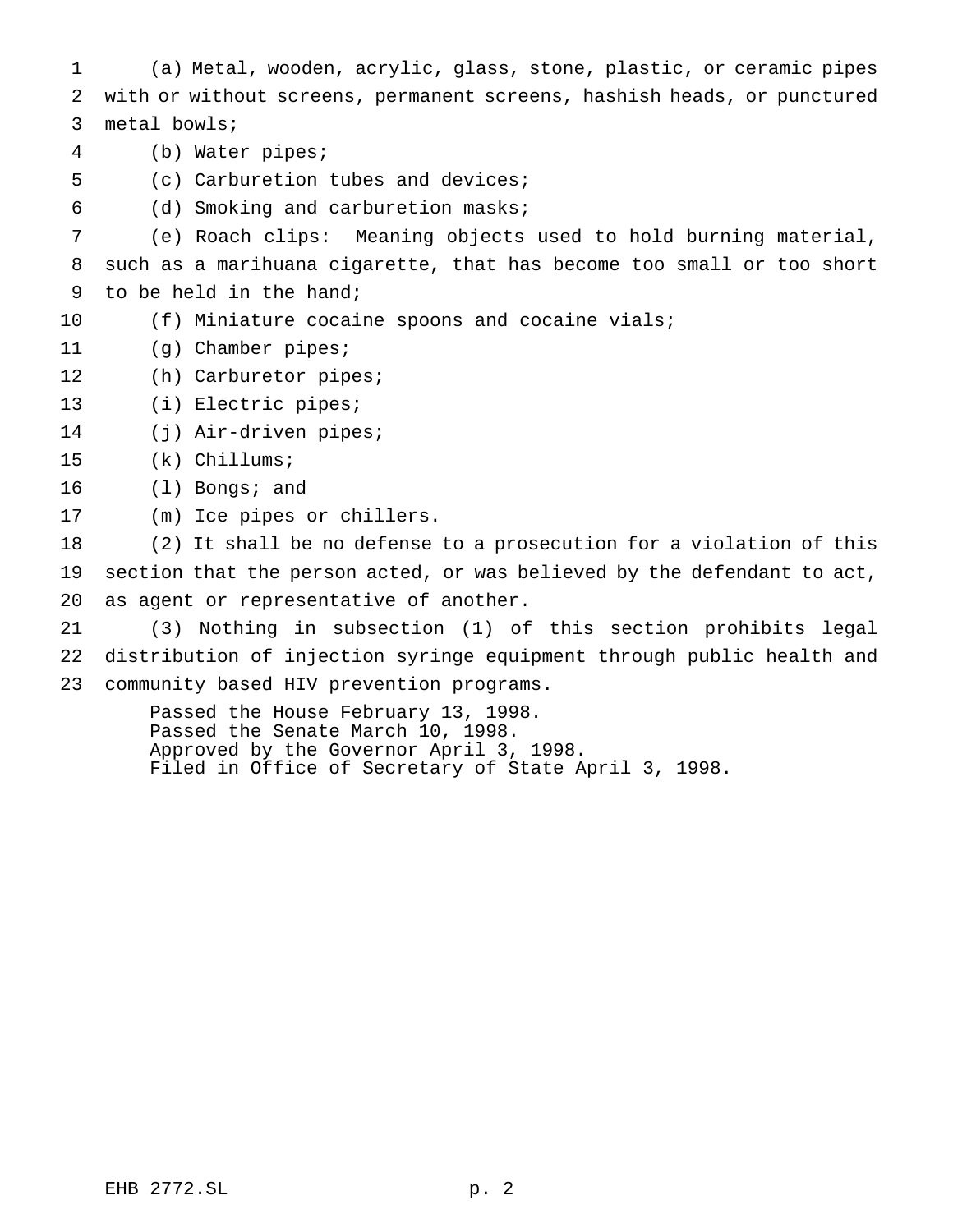(a) Metal, wooden, acrylic, glass, stone, plastic, or ceramic pipes with or without screens, permanent screens, hashish heads, or punctured metal bowls;

(b) Water pipes;

(c) Carburetion tubes and devices;

(d) Smoking and carburetion masks;

(e) Roach clips: Meaning objects used to hold burning material, such as a marihuana cigarette, that has become too small or too short to be held in the hand;

(f) Miniature cocaine spoons and cocaine vials;

(g) Chamber pipes;

(h) Carburetor pipes;

(i) Electric pipes;

(j) Air-driven pipes;

(k) Chillums;

(l) Bongs; and

(m) Ice pipes or chillers.

(2) It shall be no defense to a prosecution for a violation of this section that the person acted, or was believed by the defendant to act, as agent or representative of another.

(3) Nothing in subsection (1) of this section prohibits legal distribution of injection syringe equipment through public health and community based HIV prevention programs.

Passed the House February 13, 1998.
Passed the Senate March 10, 1998.
Approved by the Governor April 3, 1998.
Filed in Office of Secretary of State April 3, 1998.